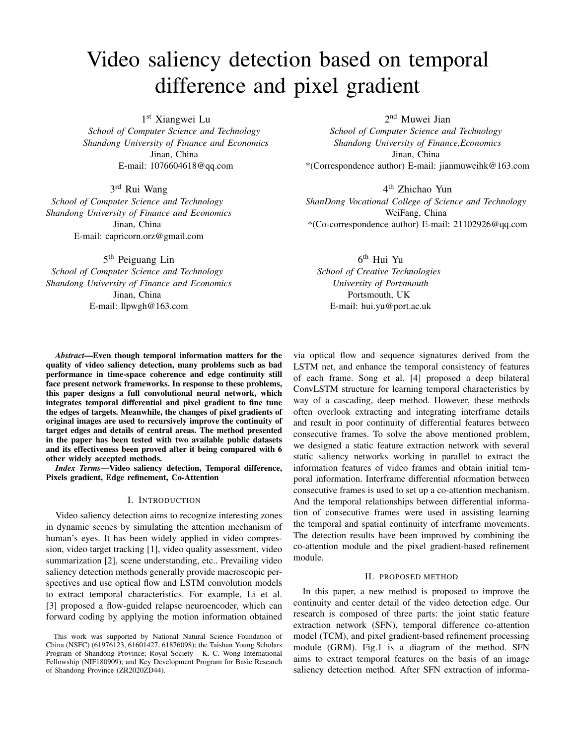# Video saliency detection based on temporal difference and pixel gradient

1st Xiangwei Lu
*School of Computer Science and Technology*
*Shandong University of Finance and Economics*
Jinan, China
E-mail: 1076604618@qq.com

2nd Muwei Jian
*School of Computer Science and Technology*
*Shandong University of Finance,Economics*
Jinan, China
*(Correspondence author) E-mail: jianmuweihk@163.com

3rd Rui Wang
*School of Computer Science and Technology*
*Shandong University of Finance and Economics*
Jinan, China
E-mail: capricorn.orz@gmail.com

4th Zhichao Yun
*ShanDong Vocational College of Science and Technology*
WeiFang, China
*(Co-correspondence author) E-mail: 21102926@qq.com

5th Peiguang Lin
*School of Computer Science and Technology*
*Shandong University of Finance and Economics*
Jinan, China
E-mail: llpwgh@163.com

6th Hui Yu
*School of Creative Technologies*
*University of Portsmouth*
Portsmouth, UK
E-mail: hui.yu@port.ac.uk

***Abstract*—Even though temporal information matters for the quality of video saliency detection, many problems such as bad performance in time-space coherence and edge continuity still face present network frameworks. In response to these problems, this paper designs a full convolutional neural network, which integrates temporal differential and pixel gradient to fine tune the edges of targets. Meanwhile, the changes of pixel gradients of original images are used to recursively improve the continuity of target edges and details of central areas. The method presented in the paper has been tested with two available public datasets and its effectiveness been proved after it being compared with 6 other widely accepted methods.**

***Index Terms*—Video saliency detection, Temporal difference, Pixels gradient, Edge refinement, Co-Attention**

## I. Introduction

Video saliency detection aims to recognize interesting zones in dynamic scenes by simulating the attention mechanism of human's eyes. It has been widely applied in video compression, video target tracking [1], video quality assessment, video summarization [2], scene understanding, etc.. Prevailing video saliency detection methods generally provide macroscopic perspectives and use optical flow and LSTM convolution models to extract temporal characteristics. For example, Li et al. [3] proposed a flow-guided relapse neuroencoder, which can forward coding by applying the motion information obtained via optical flow and sequence signatures derived from the LSTM net, and enhance the temporal consistency of features of each frame. Song et al. [4] proposed a deep bilateral ConvLSTM structure for learning temporal characteristics by way of a cascading, deep method. However, these methods often overlook extracting and integrating interframe details and result in poor continuity of differential features between consecutive frames. To solve the above mentioned problem, we designed a static feature extraction network with several static saliency networks working in parallel to extract the information features of video frames and obtain initial temporal information. Interframe differential nformation between consecutive frames is used to set up a co-attention mechanism. And the temporal relationships between differential information of consecutive frames were used in assisting learning the temporal and spatial continuity of interframe movements. The detection results have been improved by combining the co-attention module and the pixel gradient-based refinement module.

## II. Proposed Method

In this paper, a new method is proposed to improve the continuity and center detail of the video detection edge. Our research is composed of three parts: the joint static feature extraction network (SFN), temporal difference co-attention model (TCM), and pixel gradient-based refinement processing module (GRM). Fig.1 is a diagram of the method. SFN aims to extract temporal features on the basis of an image saliency detection method. After SFN extraction of informa-

This work was supported by National Natural Science Foundation of China (NSFC) (61976123, 61601427, 61876098); the Taishan Young Scholars Program of Shandong Province; Royal Society - K. C. Wong International Fellowship (NIF180909); and Key Development Program for Basic Research of Shandong Province (ZR2020ZD44).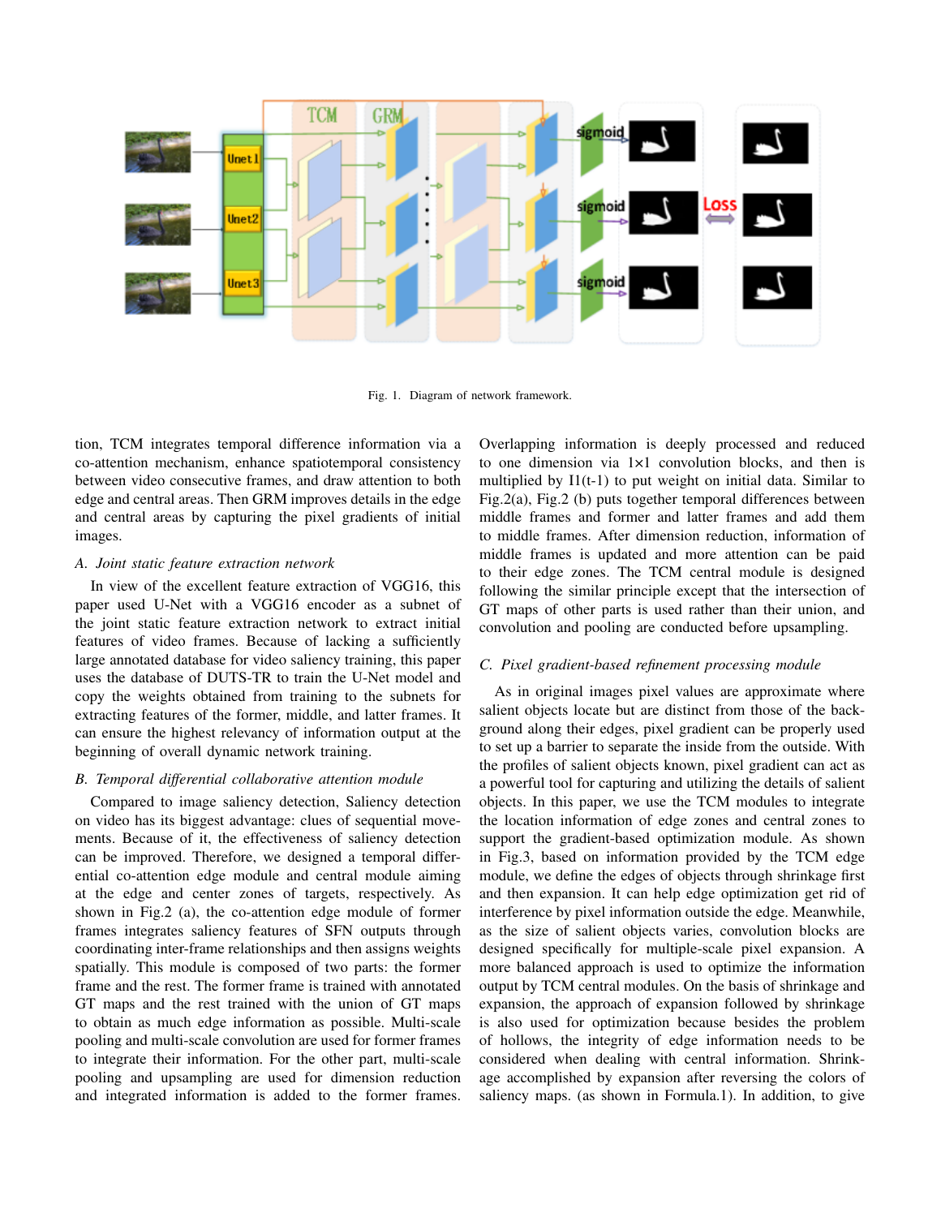Fig. 1. Diagram of network framework.

tion, TCM integrates temporal difference information via a co-attention mechanism, enhance spatiotemporal consistency between video consecutive frames, and draw attention to both edge and central areas. Then GRM improves details in the edge and central areas by capturing the pixel gradients of initial images.

### A. Joint static feature extraction network

In view of the excellent feature extraction of VGG16, this paper used U-Net with a VGG16 encoder as a subnet of the joint static feature extraction network to extract initial features of video frames. Because of lacking a sufficiently large annotated database for video saliency training, this paper uses the database of DUTS-TR to train the U-Net model and copy the weights obtained from training to the subnets for extracting features of the former, middle, and latter frames. It can ensure the highest relevancy of information output at the beginning of overall dynamic network training.

### B. Temporal differential collaborative attention module

Compared to image saliency detection, Saliency detection on video has its biggest advantage: clues of sequential movements. Because of it, the effectiveness of saliency detection can be improved. Therefore, we designed a temporal differential co-attention edge module and central module aiming at the edge and center zones of targets, respectively. As shown in Fig.2 (a), the co-attention edge module of former frames integrates saliency features of SFN outputs through coordinating inter-frame relationships and then assigns weights spatially. This module is composed of two parts: the former frame and the rest. The former frame is trained with annotated GT maps and the rest trained with the union of GT maps to obtain as much edge information as possible. Multi-scale pooling and multi-scale convolution are used for former frames to integrate their information. For the other part, multi-scale pooling and upsampling are used for dimension reduction and integrated information is added to the former frames. Overlapping information is deeply processed and reduced to one dimension via 1×1 convolution blocks, and then is multiplied by I1(t-1) to put weight on initial data. Similar to Fig.2(a), Fig.2 (b) puts together temporal differences between middle frames and former and latter frames and add them to middle frames. After dimension reduction, information of middle frames is updated and more attention can be paid to their edge zones. The TCM central module is designed following the similar principle except that the intersection of GT maps of other parts is used rather than their union, and convolution and pooling are conducted before upsampling.

### C. Pixel gradient-based refinement processing module

As in original images pixel values are approximate where salient objects locate but are distinct from those of the background along their edges, pixel gradient can be properly used to set up a barrier to separate the inside from the outside. With the profiles of salient objects known, pixel gradient can act as a powerful tool for capturing and utilizing the details of salient objects. In this paper, we use the TCM modules to integrate the location information of edge zones and central zones to support the gradient-based optimization module. As shown in Fig.3, based on information provided by the TCM edge module, we define the edges of objects through shrinkage first and then expansion. It can help edge optimization get rid of interference by pixel information outside the edge. Meanwhile, as the size of salient objects varies, convolution blocks are designed specifically for multiple-scale pixel expansion. A more balanced approach is used to optimize the information output by TCM central modules. On the basis of shrinkage and expansion, the approach of expansion followed by shrinkage is also used for optimization because besides the problem of hollows, the integrity of edge information needs to be considered when dealing with central information. Shrinkage accomplished by expansion after reversing the colors of saliency maps. (as shown in Formula.1). In addition, to give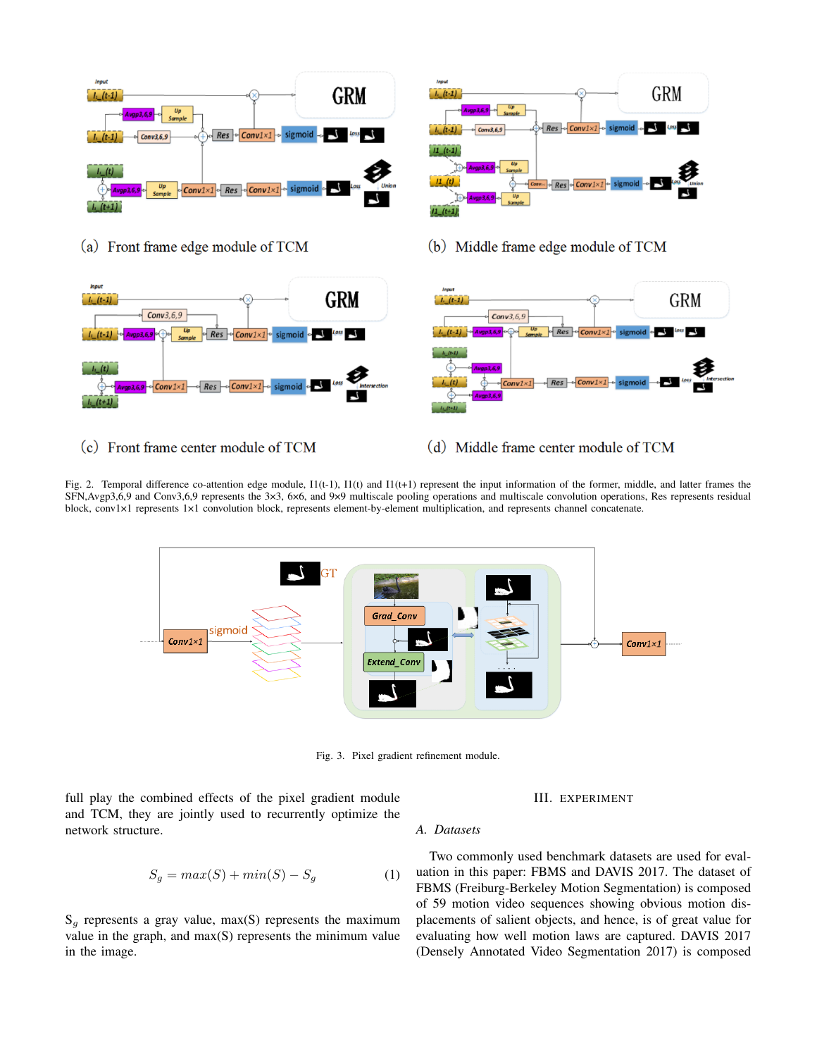(a) Front frame edge module of TCM

(b) Middle frame edge module of TCM

(c) Front frame center module of TCM

(d) Middle frame center module of TCM

Fig. 2. Temporal difference co-attention edge module, I1(t-1), I1(t) and I1(t+1) represent the input information of the former, middle, and latter frames the SFN,Avgp3,6,9 and Conv3,6,9 represents the 3×3, 6×6, and 9×9 multiscale pooling operations and multiscale convolution operations, Res represents residual block, conv1×1 represents 1×1 convolution block, represents element-by-element multiplication, and represents channel concatenate.

Fig. 3. Pixel gradient refinement module.

full play the combined effects of the pixel gradient module and TCM, they are jointly used to recurrently optimize the network structure.

$$S_g = max(S) + min(S) - S_g \tag{1}$$

$S_g$ represents a gray value, max(S) represents the maximum value in the graph, and max(S) represents the minimum value in the image.

## III. EXPERIMENT

### A. Datasets

Two commonly used benchmark datasets are used for evaluation in this paper: FBMS and DAVIS 2017. The dataset of FBMS (Freiburg-Berkeley Motion Segmentation) is composed of 59 motion video sequences showing obvious motion displacements of salient objects, and hence, is of great value for evaluating how well motion laws are captured. DAVIS 2017 (Densely Annotated Video Segmentation 2017) is composed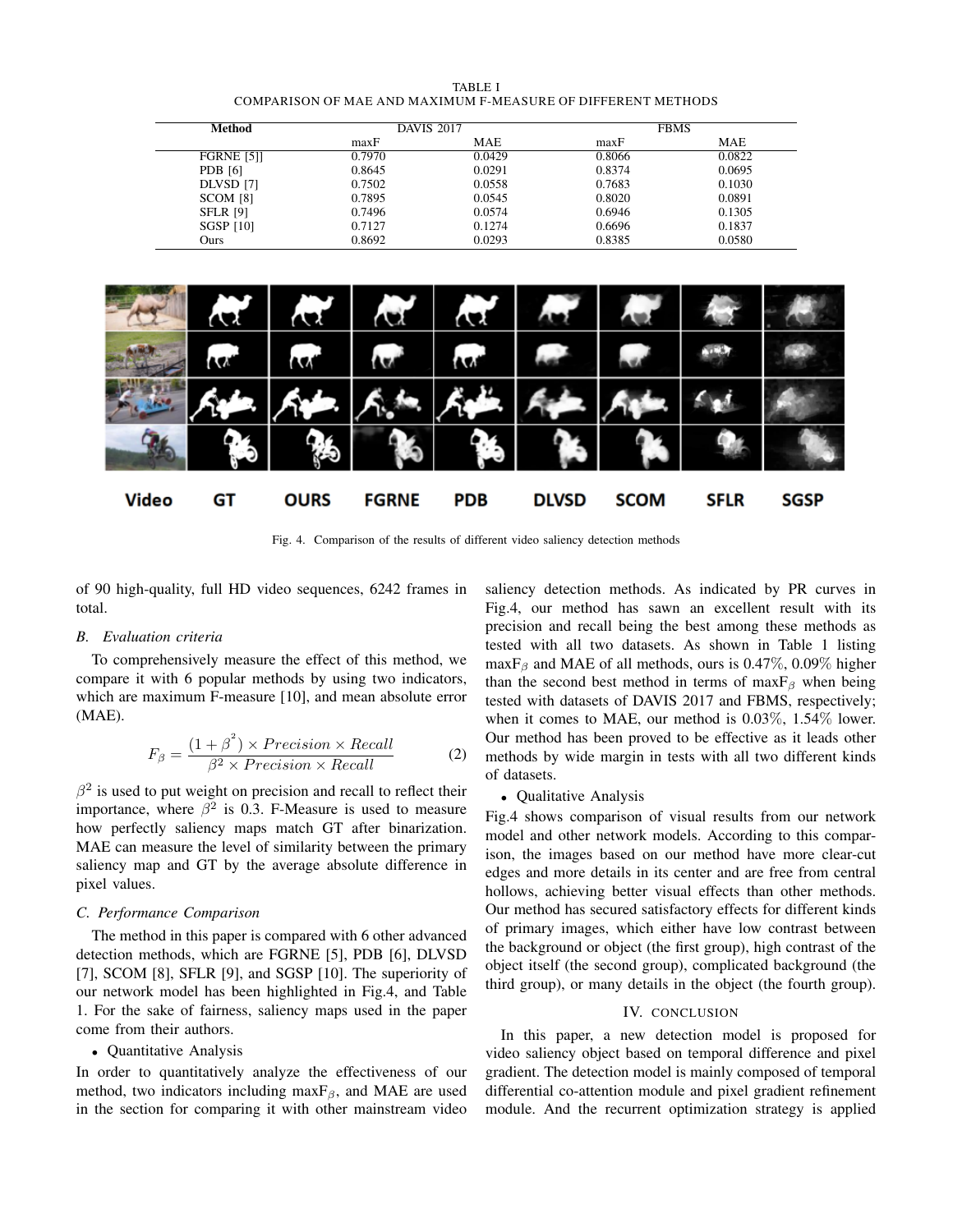TABLE I
COMPARISON OF MAE AND MAXIMUM F-MEASURE OF DIFFERENT METHODS

| Method | DAVIS 2017 | | FBMS | |
|---|---|---|---|---|
| | maxF | MAE | maxF | MAE |
| FGRNE [5]] | 0.7970 | 0.0429 | 0.8066 | 0.0822 |
| PDB [6] | 0.8645 | 0.0291 | 0.8374 | 0.0695 |
| DLVSD [7] | 0.7502 | 0.0558 | 0.7683 | 0.1030 |
| SCOM [8] | 0.7895 | 0.0545 | 0.8020 | 0.0891 |
| SFLR [9] | 0.7496 | 0.0574 | 0.6946 | 0.1305 |
| SGSP [10] | 0.7127 | 0.1274 | 0.6696 | 0.1837 |
| Ours | 0.8692 | 0.0293 | 0.8385 | 0.0580 |

Video GT OURS FGRNE PDB DLVSD SCOM SFLR SGSP

Fig. 4. Comparison of the results of different video saliency detection methods

of 90 high-quality, full HD video sequences, 6242 frames in total.

### *B. Evaluation criteria*

To comprehensively measure the effect of this method, we compare it with 6 popular methods by using two indicators, which are maximum F-measure [10], and mean absolute error (MAE).

$$F_\beta = \frac{(1+\beta^2) \times Precision \times Recall}{\beta^2 \times Precision \times Recall} \tag{2}$$

$\beta^2$ is used to put weight on precision and recall to reflect their importance, where $\beta^2$ is 0.3. F-Measure is used to measure how perfectly saliency maps match GT after binarization. MAE can measure the level of similarity between the primary saliency map and GT by the average absolute difference in pixel values.

### *C. Performance Comparison*

The method in this paper is compared with 6 other advanced detection methods, which are FGRNE [5], PDB [6], DLVSD [7], SCOM [8], SFLR [9], and SGSP [10]. The superiority of our network model has been highlighted in Fig.4, and Table 1. For the sake of fairness, saliency maps used in the paper come from their authors.

- Quantitative Analysis

In order to quantitatively analyze the effectiveness of our method, two indicators including max$F_\beta$, and MAE are used in the section for comparing it with other mainstream video saliency detection methods. As indicated by PR curves in Fig.4, our method has sawn an excellent result with its precision and recall being the best among these methods as tested with all two datasets. As shown in Table 1 listing max$F_\beta$ and MAE of all methods, ours is 0.47%, 0.09% higher than the second best method in terms of max$F_\beta$ when being tested with datasets of DAVIS 2017 and FBMS, respectively; when it comes to MAE, our method is 0.03%, 1.54% lower. Our method has been proved to be effective as it leads other methods by wide margin in tests with all two different kinds of datasets.

- Qualitative Analysis

Fig.4 shows comparison of visual results from our network model and other network models. According to this comparison, the images based on our method have more clear-cut edges and more details in its center and are free from central hollows, achieving better visual effects than other methods. Our method has secured satisfactory effects for different kinds of primary images, which either have low contrast between the background or object (the first group), high contrast of the object itself (the second group), complicated background (the third group), or many details in the object (the fourth group).

## IV. CONCLUSION

In this paper, a new detection model is proposed for video saliency object based on temporal difference and pixel gradient. The detection model is mainly composed of temporal differential co-attention module and pixel gradient refinement module. And the recurrent optimization strategy is applied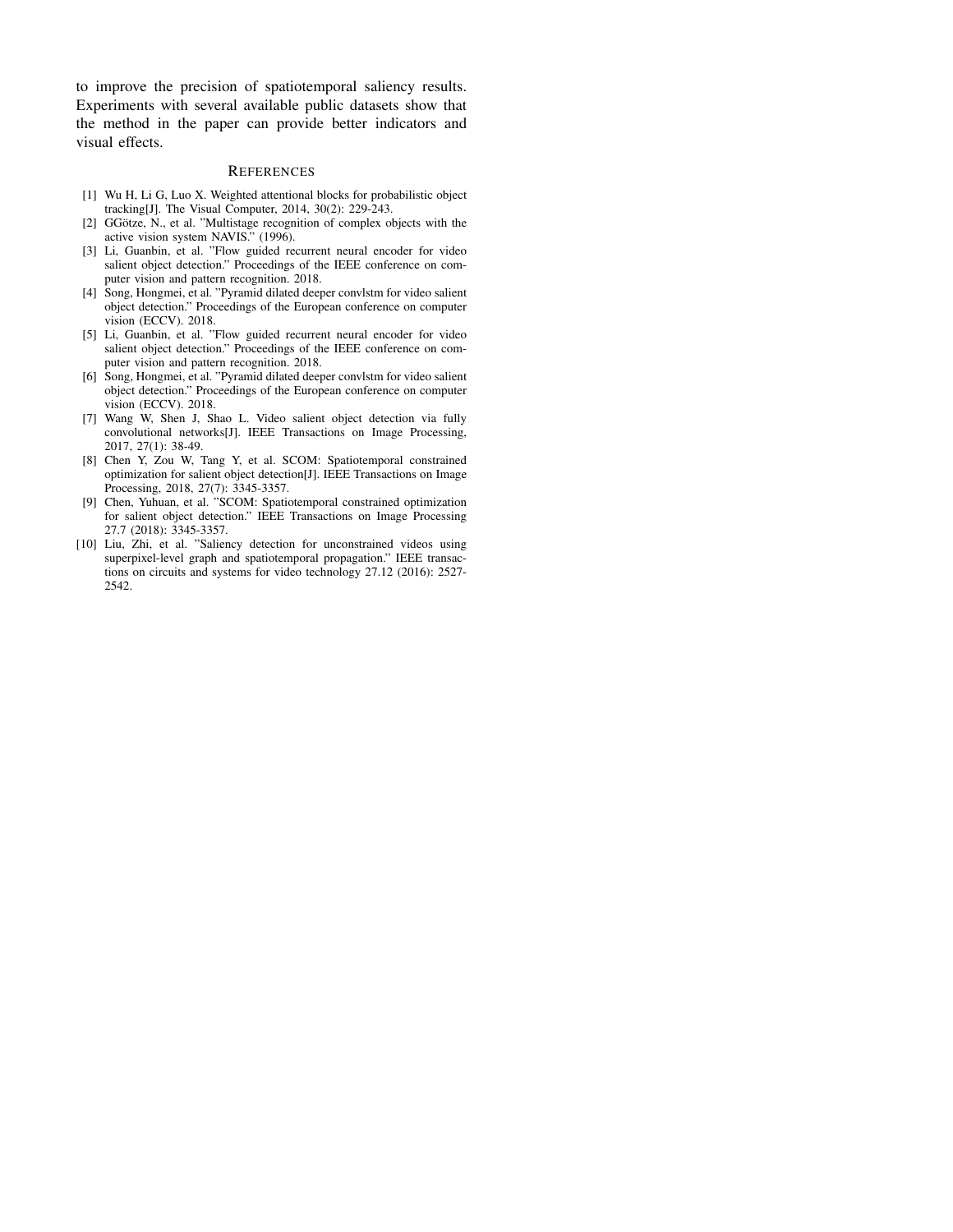to improve the precision of spatiotemporal saliency results. Experiments with several available public datasets show that the method in the paper can provide better indicators and visual effects.

## References

[1] Wu H, Li G, Luo X. Weighted attentional blocks for probabilistic object tracking[J]. The Visual Computer, 2014, 30(2): 229-243.

[2] GGötze, N., et al. "Multistage recognition of complex objects with the active vision system NAVIS." (1996).

[3] Li, Guanbin, et al. "Flow guided recurrent neural encoder for video salient object detection." Proceedings of the IEEE conference on computer vision and pattern recognition. 2018.

[4] Song, Hongmei, et al. "Pyramid dilated deeper convlstm for video salient object detection." Proceedings of the European conference on computer vision (ECCV). 2018.

[5] Li, Guanbin, et al. "Flow guided recurrent neural encoder for video salient object detection." Proceedings of the IEEE conference on computer vision and pattern recognition. 2018.

[6] Song, Hongmei, et al. "Pyramid dilated deeper convlstm for video salient object detection." Proceedings of the European conference on computer vision (ECCV). 2018.

[7] Wang W, Shen J, Shao L. Video salient object detection via fully convolutional networks[J]. IEEE Transactions on Image Processing, 2017, 27(1): 38-49.

[8] Chen Y, Zou W, Tang Y, et al. SCOM: Spatiotemporal constrained optimization for salient object detection[J]. IEEE Transactions on Image Processing, 2018, 27(7): 3345-3357.

[9] Chen, Yuhuan, et al. "SCOM: Spatiotemporal constrained optimization for salient object detection." IEEE Transactions on Image Processing 27.7 (2018): 3345-3357.

[10] Liu, Zhi, et al. "Saliency detection for unconstrained videos using superpixel-level graph and spatiotemporal propagation." IEEE transactions on circuits and systems for video technology 27.12 (2016): 2527-2542.